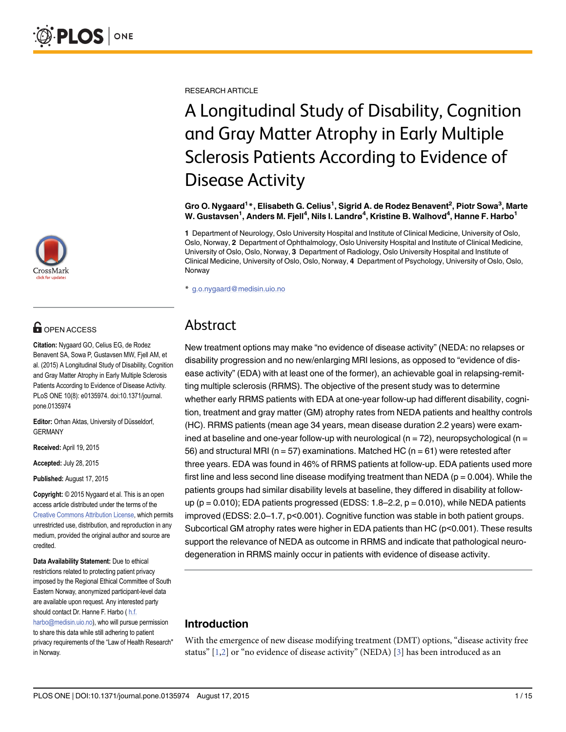RESEARCH ARTICLE

# A Longitudinal Study of Disability, Cognition and Gray Matter Atrophy in Early Multiple Sclerosis Patients According to Evidence of Disease Activity

**Gro O. Nygaard[1]*, Elisabeth G. Celius[1], Sigrid A. de Rodez Benavent[2], Piotr Sowa[3], Marte W. Gustavsen[1], Anders M. Fjell[4], Nils I. Landrø[4], Kristine B. Walhovd[4], Hanne F. Harbo[1]**

**1** Department of Neurology, Oslo University Hospital and Institute of Clinical Medicine, University of Oslo, Oslo, Norway, **2** Department of Ophthalmology, Oslo University Hospital and Institute of Clinical Medicine, University of Oslo, Oslo, Norway, **3** Department of Radiology, Oslo University Hospital and Institute of Clinical Medicine, University of Oslo, Oslo, Norway, **4** Department of Psychology, University of Oslo, Oslo, Norway

* g.o.nygaard@medisin.uio.no

OPEN ACCESS

**Citation:** Nygaard GO, Celius EG, de Rodez Benavent SA, Sowa P, Gustavsen MW, Fjell AM, et al. (2015) A Longitudinal Study of Disability, Cognition and Gray Matter Atrophy in Early Multiple Sclerosis Patients According to Evidence of Disease Activity. PLoS ONE 10(8): e0135974. doi:10.1371/journal.pone.0135974

**Editor:** Orhan Aktas, University of Düsseldorf, GERMANY

**Received:** April 19, 2015

**Accepted:** July 28, 2015

**Published:** August 17, 2015

**Copyright:** © 2015 Nygaard et al. This is an open access article distributed under the terms of the Creative Commons Attribution License, which permits unrestricted use, distribution, and reproduction in any medium, provided the original author and source are credited.

**Data Availability Statement:** Due to ethical restrictions related to protecting patient privacy imposed by the Regional Ethical Committee of South Eastern Norway, anonymized participant-level data are available upon request. Any interested party should contact Dr. Hanne F. Harbo ( h.f.harbo@medisin.uio.no), who will pursue permission to share this data while still adhering to patient privacy requirements of the "Law of Health Research" in Norway.

## Abstract

New treatment options may make "no evidence of disease activity" (NEDA: no relapses or disability progression and no new/enlarging MRI lesions, as opposed to "evidence of disease activity" (EDA) with at least one of the former), an achievable goal in relapsing-remitting multiple sclerosis (RRMS). The objective of the present study was to determine whether early RRMS patients with EDA at one-year follow-up had different disability, cognition, treatment and gray matter (GM) atrophy rates from NEDA patients and healthy controls (HC). RRMS patients (mean age 34 years, mean disease duration 2.2 years) were examined at baseline and one-year follow-up with neurological (n = 72), neuropsychological (n = 56) and structural MRI (n = 57) examinations. Matched HC (n = 61) were retested after three years. EDA was found in 46% of RRMS patients at follow-up. EDA patients used more first line and less second line disease modifying treatment than NEDA (p = 0.004). While the patients groups had similar disability levels at baseline, they differed in disability at follow-up (p = 0.010); EDA patients progressed (EDSS: 1.8–2.2, p = 0.010), while NEDA patients improved (EDSS: 2.0–1.7, p<0.001). Cognitive function was stable in both patient groups. Subcortical GM atrophy rates were higher in EDA patients than HC (p<0.001). These results support the relevance of NEDA as outcome in RRMS and indicate that pathological neurodegeneration in RRMS mainly occur in patients with evidence of disease activity.

## Introduction

With the emergence of new disease modifying treatment (DMT) options, "disease activity free status" [1,2] or "no evidence of disease activity" (NEDA) [3] has been introduced as an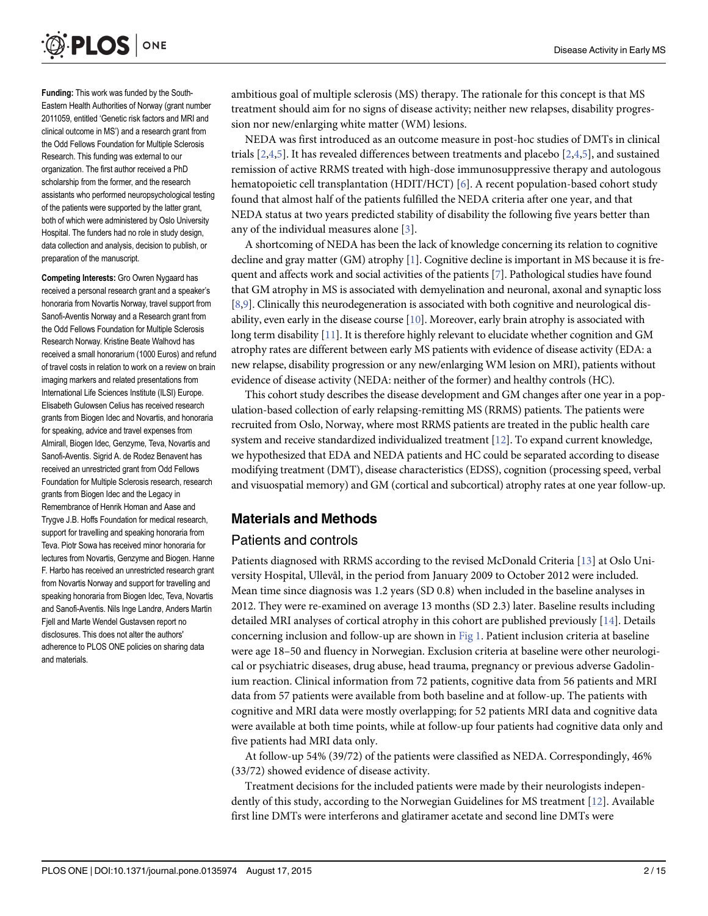**Funding:** This work was funded by the South-Eastern Health Authorities of Norway (grant number 2011059, entitled 'Genetic risk factors and MRI and clinical outcome in MS') and a research grant from the Odd Fellows Foundation for Multiple Sclerosis Research. This funding was external to our organization. The first author received a PhD scholarship from the former, and the research assistants who performed neuropsychological testing of the patients were supported by the latter grant, both of which were administered by Oslo University Hospital. The funders had no role in study design, data collection and analysis, decision to publish, or preparation of the manuscript.

**Competing Interests:** Gro Owren Nygaard has received a personal research grant and a speaker's honoraria from Novartis Norway, travel support from Sanofi-Aventis Norway and a Research grant from the Odd Fellows Foundation for Multiple Sclerosis Research Norway. Kristine Beate Walhovd has received a small honorarium (1000 Euros) and refund of travel costs in relation to work on a review on brain imaging markers and related presentations from International Life Sciences Institute (ILSI) Europe. Elisabeth Gulowsen Celius has received research grants from Biogen Idec and Novartis, and honoraria for speaking, advice and travel expenses from Almirall, Biogen Idec, Genzyme, Teva, Novartis and Sanofi-Aventis. Sigrid A. de Rodez Benavent has received an unrestricted grant from Odd Fellows Foundation for Multiple Sclerosis research, research grants from Biogen Idec and the Legacy in Remembrance of Henrik Homan and Aase and Trygve J.B. Hoffs Foundation for medical research, support for travelling and speaking honoraria from Teva. Piotr Sowa has received minor honoraria for lectures from Novartis, Genzyme and Biogen. Hanne F. Harbo has received an unrestricted research grant from Novartis Norway and support for travelling and speaking honoraria from Biogen Idec, Teva, Novartis and Sanofi-Aventis. Nils Inge Landrø, Anders Martin Fjell and Marte Wendel Gustavsen report no disclosures. This does not alter the authors' adherence to PLOS ONE policies on sharing data and materials.

ambitious goal of multiple sclerosis (MS) therapy. The rationale for this concept is that MS treatment should aim for no signs of disease activity; neither new relapses, disability progression nor new/enlarging white matter (WM) lesions.

NEDA was first introduced as an outcome measure in post-hoc studies of DMTs in clinical trials [2,4,5]. It has revealed differences between treatments and placebo [2,4,5], and sustained remission of active RRMS treated with high-dose immunosuppressive therapy and autologous hematopoietic cell transplantation (HDIT/HCT) [6]. A recent population-based cohort study found that almost half of the patients fulfilled the NEDA criteria after one year, and that NEDA status at two years predicted stability of disability the following five years better than any of the individual measures alone [3].

A shortcoming of NEDA has been the lack of knowledge concerning its relation to cognitive decline and gray matter (GM) atrophy [1]. Cognitive decline is important in MS because it is frequent and affects work and social activities of the patients [7]. Pathological studies have found that GM atrophy in MS is associated with demyelination and neuronal, axonal and synaptic loss [8,9]. Clinically this neurodegeneration is associated with both cognitive and neurological disability, even early in the disease course [10]. Moreover, early brain atrophy is associated with long term disability [11]. It is therefore highly relevant to elucidate whether cognition and GM atrophy rates are different between early MS patients with evidence of disease activity (EDA: a new relapse, disability progression or any new/enlarging WM lesion on MRI), patients without evidence of disease activity (NEDA: neither of the former) and healthy controls (HC).

This cohort study describes the disease development and GM changes after one year in a population-based collection of early relapsing-remitting MS (RRMS) patients. The patients were recruited from Oslo, Norway, where most RRMS patients are treated in the public health care system and receive standardized individualized treatment [12]. To expand current knowledge, we hypothesized that EDA and NEDA patients and HC could be separated according to disease modifying treatment (DMT), disease characteristics (EDSS), cognition (processing speed, verbal and visuospatial memory) and GM (cortical and subcortical) atrophy rates at one year follow-up.

## Materials and Methods

### Patients and controls

Patients diagnosed with RRMS according to the revised McDonald Criteria [13] at Oslo University Hospital, Ullevål, in the period from January 2009 to October 2012 were included. Mean time since diagnosis was 1.2 years (SD 0.8) when included in the baseline analyses in 2012. They were re-examined on average 13 months (SD 2.3) later. Baseline results including detailed MRI analyses of cortical atrophy in this cohort are published previously [14]. Details concerning inclusion and follow-up are shown in Fig 1. Patient inclusion criteria at baseline were age 18–50 and fluency in Norwegian. Exclusion criteria at baseline were other neurological or psychiatric diseases, drug abuse, head trauma, pregnancy or previous adverse Gadolinium reaction. Clinical information from 72 patients, cognitive data from 56 patients and MRI data from 57 patients were available from both baseline and at follow-up. The patients with cognitive and MRI data were mostly overlapping; for 52 patients MRI data and cognitive data were available at both time points, while at follow-up four patients had cognitive data only and five patients had MRI data only.

At follow-up 54% (39/72) of the patients were classified as NEDA. Correspondingly, 46% (33/72) showed evidence of disease activity.

Treatment decisions for the included patients were made by their neurologists independently of this study, according to the Norwegian Guidelines for MS treatment [12]. Available first line DMTs were interferons and glatiramer acetate and second line DMTs were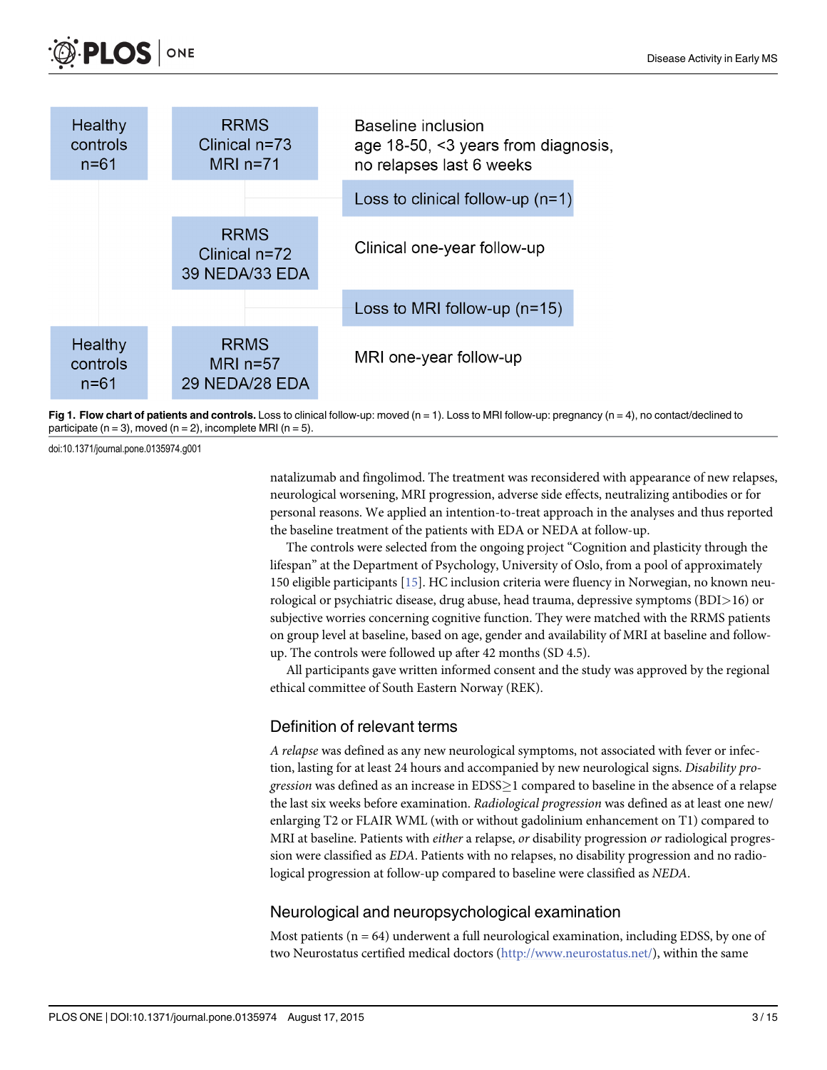| Healthy controls n=61 | RRMS Clinical n=73 MRI n=71 | Baseline inclusion age 18-50, <3 years from diagnosis, no relapses last 6 weeks |
|---|---|---|
| | | Loss to clinical follow-up (n=1) |
| | RRMS Clinical n=72 39 NEDA/33 EDA | Clinical one-year follow-up |
| | | Loss to MRI follow-up (n=15) |
| Healthy controls n=61 | RRMS MRI n=57 29 NEDA/28 EDA | MRI one-year follow-up |

**Fig 1. Flow chart of patients and controls.** Loss to clinical follow-up: moved (n = 1). Loss to MRI follow-up: pregnancy (n = 4), no contact/declined to participate (n = 3), moved (n = 2), incomplete MRI (n = 5).

doi:10.1371/journal.pone.0135974.g001

natalizumab and fingolimod. The treatment was reconsidered with appearance of new relapses, neurological worsening, MRI progression, adverse side effects, neutralizing antibodies or for personal reasons. We applied an intention-to-treat approach in the analyses and thus reported the baseline treatment of the patients with EDA or NEDA at follow-up.

The controls were selected from the ongoing project "Cognition and plasticity through the lifespan" at the Department of Psychology, University of Oslo, from a pool of approximately 150 eligible participants [15]. HC inclusion criteria were fluency in Norwegian, no known neurological or psychiatric disease, drug abuse, head trauma, depressive symptoms (BDI>16) or subjective worries concerning cognitive function. They were matched with the RRMS patients on group level at baseline, based on age, gender and availability of MRI at baseline and follow-up. The controls were followed up after 42 months (SD 4.5).

All participants gave written informed consent and the study was approved by the regional ethical committee of South Eastern Norway (REK).

## Definition of relevant terms

*A relapse* was defined as any new neurological symptoms, not associated with fever or infection, lasting for at least 24 hours and accompanied by new neurological signs. *Disability progression* was defined as an increase in EDSS≥1 compared to baseline in the absence of a relapse the last six weeks before examination. *Radiological progression* was defined as at least one new/enlarging T2 or FLAIR WML (with or without gadolinium enhancement on T1) compared to MRI at baseline. Patients with *either* a relapse, *or* disability progression *or* radiological progression were classified as *EDA*. Patients with no relapses, no disability progression and no radiological progression at follow-up compared to baseline were classified as *NEDA*.

## Neurological and neuropsychological examination

Most patients (n = 64) underwent a full neurological examination, including EDSS, by one of two Neurostatus certified medical doctors (http://www.neurostatus.net/), within the same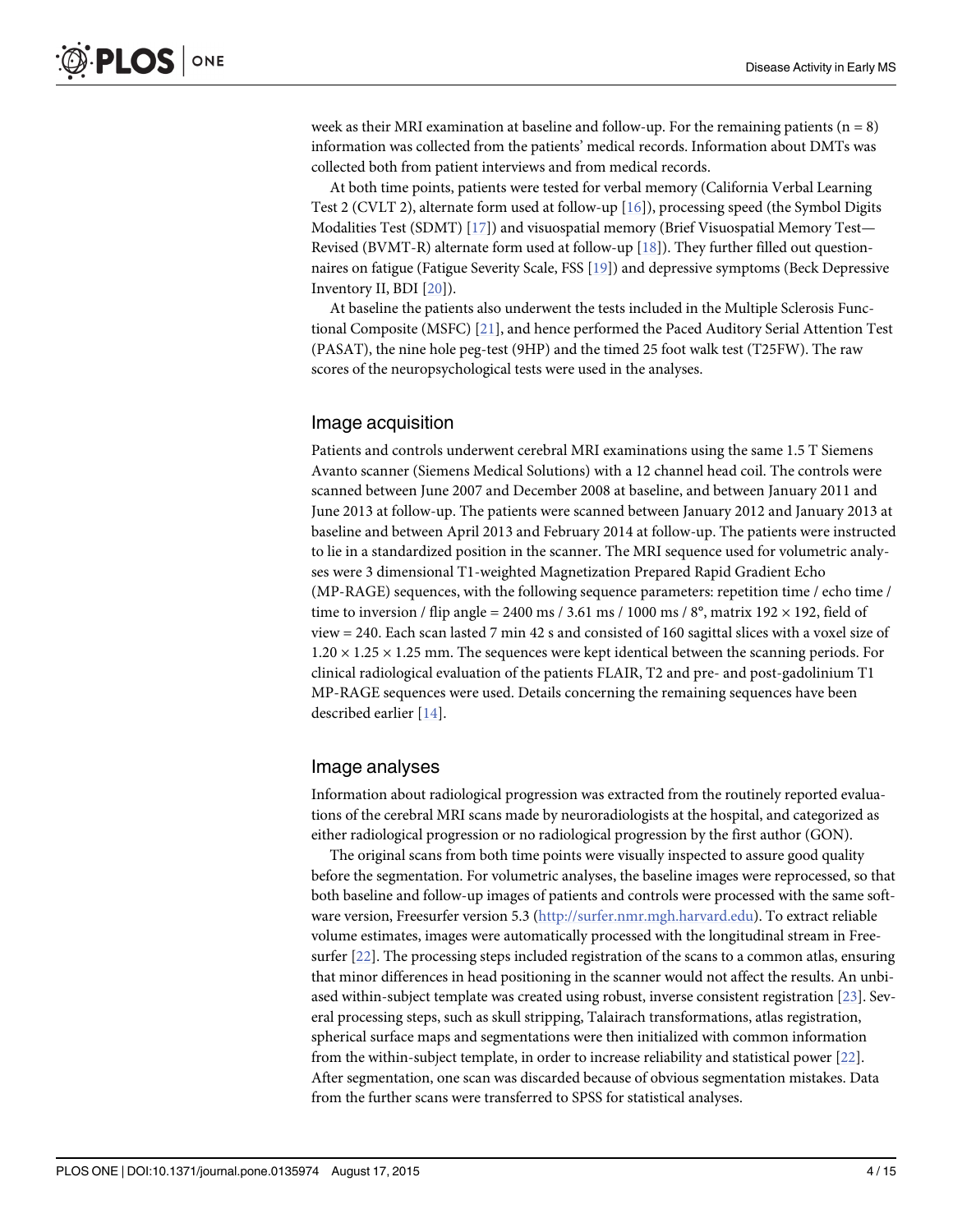week as their MRI examination at baseline and follow-up. For the remaining patients (n = 8) information was collected from the patients' medical records. Information about DMTs was collected both from patient interviews and from medical records.

At both time points, patients were tested for verbal memory (California Verbal Learning Test 2 (CVLT 2), alternate form used at follow-up [16]), processing speed (the Symbol Digits Modalities Test (SDMT) [17]) and visuospatial memory (Brief Visuospatial Memory Test—Revised (BVMT-R) alternate form used at follow-up [18]). They further filled out questionnaires on fatigue (Fatigue Severity Scale, FSS [19]) and depressive symptoms (Beck Depressive Inventory II, BDI [20]).

At baseline the patients also underwent the tests included in the Multiple Sclerosis Functional Composite (MSFC) [21], and hence performed the Paced Auditory Serial Attention Test (PASAT), the nine hole peg-test (9HP) and the timed 25 foot walk test (T25FW). The raw scores of the neuropsychological tests were used in the analyses.

## Image acquisition

Patients and controls underwent cerebral MRI examinations using the same 1.5 T Siemens Avanto scanner (Siemens Medical Solutions) with a 12 channel head coil. The controls were scanned between June 2007 and December 2008 at baseline, and between January 2011 and June 2013 at follow-up. The patients were scanned between January 2012 and January 2013 at baseline and between April 2013 and February 2014 at follow-up. The patients were instructed to lie in a standardized position in the scanner. The MRI sequence used for volumetric analyses were 3 dimensional T1-weighted Magnetization Prepared Rapid Gradient Echo (MP-RAGE) sequences, with the following sequence parameters: repetition time / echo time / time to inversion / flip angle = 2400 ms / 3.61 ms / 1000 ms / 8°, matrix 192 × 192, field of view = 240. Each scan lasted 7 min 42 s and consisted of 160 sagittal slices with a voxel size of 1.20 × 1.25 × 1.25 mm. The sequences were kept identical between the scanning periods. For clinical radiological evaluation of the patients FLAIR, T2 and pre- and post-gadolinium T1 MP-RAGE sequences were used. Details concerning the remaining sequences have been described earlier [14].

## Image analyses

Information about radiological progression was extracted from the routinely reported evaluations of the cerebral MRI scans made by neuroradiologists at the hospital, and categorized as either radiological progression or no radiological progression by the first author (GON).

The original scans from both time points were visually inspected to assure good quality before the segmentation. For volumetric analyses, the baseline images were reprocessed, so that both baseline and follow-up images of patients and controls were processed with the same software version, Freesurfer version 5.3 (http://surfer.nmr.mgh.harvard.edu). To extract reliable volume estimates, images were automatically processed with the longitudinal stream in Freesurfer [22]. The processing steps included registration of the scans to a common atlas, ensuring that minor differences in head positioning in the scanner would not affect the results. An unbiased within-subject template was created using robust, inverse consistent registration [23]. Several processing steps, such as skull stripping, Talairach transformations, atlas registration, spherical surface maps and segmentations were then initialized with common information from the within-subject template, in order to increase reliability and statistical power [22]. After segmentation, one scan was discarded because of obvious segmentation mistakes. Data from the further scans were transferred to SPSS for statistical analyses.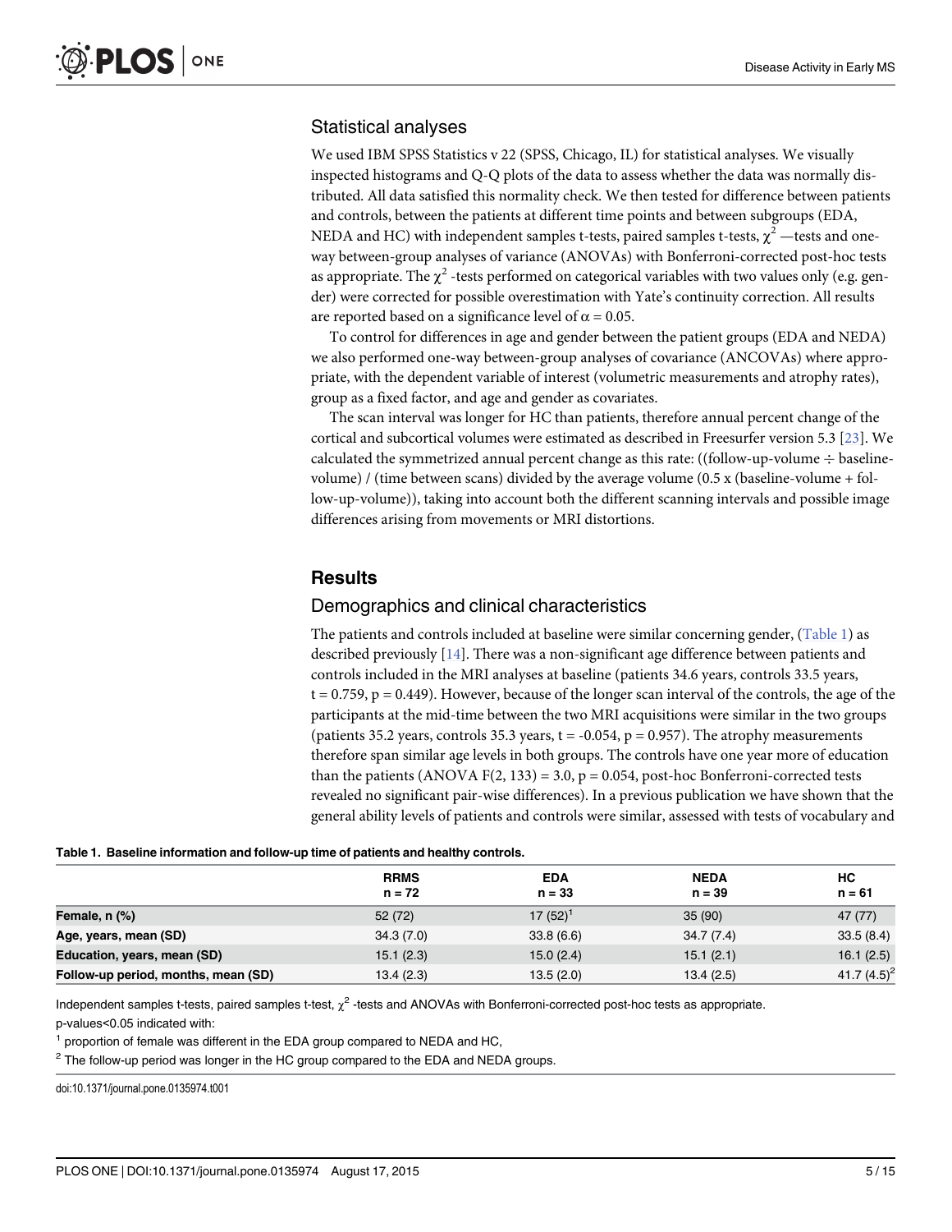## Statistical analyses

We used IBM SPSS Statistics v 22 (SPSS, Chicago, IL) for statistical analyses. We visually inspected histograms and Q-Q plots of the data to assess whether the data was normally distributed. All data satisfied this normality check. We then tested for difference between patients and controls, between the patients at different time points and between subgroups (EDA, NEDA and HC) with independent samples t-tests, paired samples t-tests, $\chi^2$ —tests and one-way between-group analyses of variance (ANOVAs) with Bonferroni-corrected post-hoc tests as appropriate. The $\chi^2$ -tests performed on categorical variables with two values only (e.g. gender) were corrected for possible overestimation with Yate's continuity correction. All results are reported based on a significance level of $\alpha = 0.05$.

To control for differences in age and gender between the patient groups (EDA and NEDA) we also performed one-way between-group analyses of covariance (ANCOVAs) where appropriate, with the dependent variable of interest (volumetric measurements and atrophy rates), group as a fixed factor, and age and gender as covariates.

The scan interval was longer for HC than patients, therefore annual percent change of the cortical and subcortical volumes were estimated as described in Freesurfer version 5.3 [23]. We calculated the symmetrized annual percent change as this rate: ((follow-up-volume ÷ baseline-volume) / (time between scans) divided by the average volume (0.5 x (baseline-volume + follow-up-volume)), taking into account both the different scanning intervals and possible image differences arising from movements or MRI distortions.

# Results

## Demographics and clinical characteristics

The patients and controls included at baseline were similar concerning gender, (Table 1) as described previously [14]. There was a non-significant age difference between patients and controls included in the MRI analyses at baseline (patients 34.6 years, controls 33.5 years, $t = 0.759$, $p = 0.449$). However, because of the longer scan interval of the controls, the age of the participants at the mid-time between the two MRI acquisitions were similar in the two groups (patients 35.2 years, controls 35.3 years, $t = -0.054$, $p = 0.957$). The atrophy measurements therefore span similar age levels in both groups. The controls have one year more of education than the patients (ANOVA $F(2, 133) = 3.0$, $p = 0.054$, post-hoc Bonferroni-corrected tests revealed no significant pair-wise differences). In a previous publication we have shown that the general ability levels of patients and controls were similar, assessed with tests of vocabulary and

**Table 1. Baseline information and follow-up time of patients and healthy controls.**

| | RRMS n = 72 | EDA n = 33 | NEDA n = 39 | HC n = 61 |
|---|---|---|---|---|
| **Female, n (%)** | 52 (72) | 17 (52)[1] | 35 (90) | 47 (77) |
| **Age, years, mean (SD)** | 34.3 (7.0) | 33.8 (6.6) | 34.7 (7.4) | 33.5 (8.4) |
| **Education, years, mean (SD)** | 15.1 (2.3) | 15.0 (2.4) | 15.1 (2.1) | 16.1 (2.5) |
| **Follow-up period, months, mean (SD)** | 13.4 (2.3) | 13.5 (2.0) | 13.4 (2.5) | 41.7 (4.5)[2] |

Independent samples t-tests, paired samples t-test, $\chi^2$ -tests and ANOVAs with Bonferroni-corrected post-hoc tests as appropriate.
p-values<0.05 indicated with:
[1] proportion of female was different in the EDA group compared to NEDA and HC,
[2] The follow-up period was longer in the HC group compared to the EDA and NEDA groups.

doi:10.1371/journal.pone.0135974.t001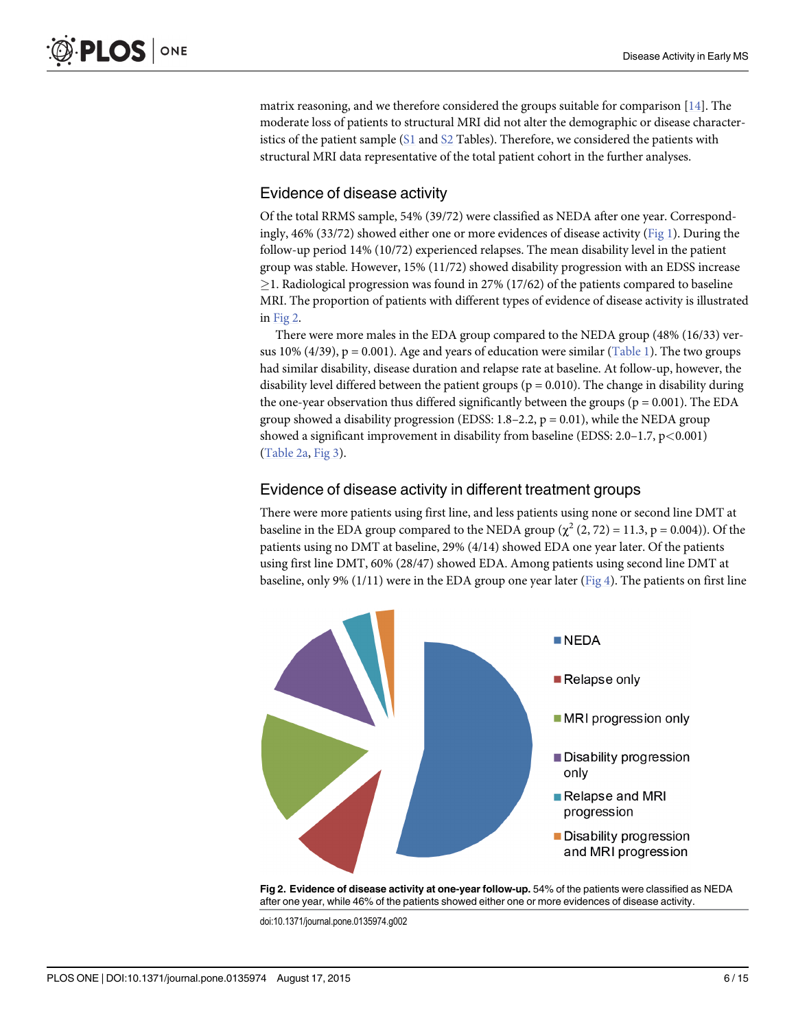matrix reasoning, and we therefore considered the groups suitable for comparison [14]. The moderate loss of patients to structural MRI did not alter the demographic or disease characteristics of the patient sample (S1 and S2 Tables). Therefore, we considered the patients with structural MRI data representative of the total patient cohort in the further analyses.

## Evidence of disease activity

Of the total RRMS sample, 54% (39/72) were classified as NEDA after one year. Correspondingly, 46% (33/72) showed either one or more evidences of disease activity (Fig 1). During the follow-up period 14% (10/72) experienced relapses. The mean disability level in the patient group was stable. However, 15% (11/72) showed disability progression with an EDSS increase $\geq$1. Radiological progression was found in 27% (17/62) of the patients compared to baseline MRI. The proportion of patients with different types of evidence of disease activity is illustrated in Fig 2.

There were more males in the EDA group compared to the NEDA group (48% (16/33) versus 10% (4/39), p = 0.001). Age and years of education were similar (Table 1). The two groups had similar disability, disease duration and relapse rate at baseline. At follow-up, however, the disability level differed between the patient groups (p = 0.010). The change in disability during the one-year observation thus differed significantly between the groups (p = 0.001). The EDA group showed a disability progression (EDSS: 1.8–2.2, p = 0.01), while the NEDA group showed a significant improvement in disability from baseline (EDSS: 2.0–1.7, p<0.001) (Table 2a, Fig 3).

## Evidence of disease activity in different treatment groups

There were more patients using first line, and less patients using none or second line DMT at baseline in the EDA group compared to the NEDA group ($\chi^2$ (2, 72) = 11.3, p = 0.004)). Of the patients using no DMT at baseline, 29% (4/14) showed EDA one year later. Of the patients using first line DMT, 60% (28/47) showed EDA. Among patients using second line DMT at baseline, only 9% (1/11) were in the EDA group one year later (Fig 4). The patients on first line

**Fig 2. Evidence of disease activity at one-year follow-up.** 54% of the patients were classified as NEDA after one year, while 46% of the patients showed either one or more evidences of disease activity.

doi:10.1371/journal.pone.0135974.g002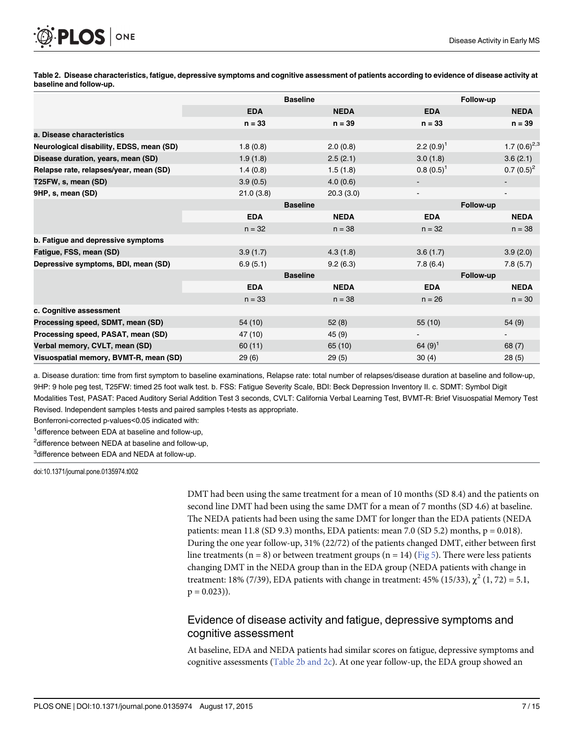**Table 2. Disease characteristics, fatigue, depressive symptoms and cognitive assessment of patients according to evidence of disease activity at baseline and follow-up.**

| | Baseline | | Follow-up | |
|---|---|---|---|---|
| | **EDA** | **NEDA** | **EDA** | **NEDA** |
| | **n = 33** | **n = 39** | **n = 33** | **n = 39** |
| **a. Disease characteristics** | | | | |
| **Neurological disability, EDSS, mean (SD)** | 1.8 (0.8) | 2.0 (0.8) | 2.2 (0.9)[1] | 1.7 (0.6)[2,3] |
| **Disease duration, years, mean (SD)** | 1.9 (1.8) | 2.5 (2.1) | 3.0 (1.8) | 3.6 (2.1) |
| **Relapse rate, relapses/year, mean (SD)** | 1.4 (0.8) | 1.5 (1.8) | 0.8 (0.5)[1] | 0.7 (0.5)[2] |
| **T25FW, s, mean (SD)** | 3.9 (0.5) | 4.0 (0.6) | - | - |
| **9HP, s, mean (SD)** | 21.0 (3.8) | 20.3 (3.0) | - | - |
| | **Baseline** | | **Follow-up** | |
| | **EDA** | **NEDA** | **EDA** | **NEDA** |
| | n = 32 | n = 38 | n = 32 | n = 38 |
| **b. Fatigue and depressive symptoms** | | | | |
| **Fatigue, FSS, mean (SD)** | 3.9 (1.7) | 4.3 (1.8) | 3.6 (1.7) | 3.9 (2.0) |
| **Depressive symptoms, BDI, mean (SD)** | 6.9 (5.1) | 9.2 (6.3) | 7.8 (6.4) | 7.8 (5.7) |
| | **Baseline** | | **Follow-up** | |
| | **EDA** | **NEDA** | **EDA** | **NEDA** |
| | n = 33 | n = 38 | n = 26 | n = 30 |
| **c. Cognitive assessment** | | | | |
| **Processing speed, SDMT, mean (SD)** | 54 (10) | 52 (8) | 55 (10) | 54 (9) |
| **Processing speed, PASAT, mean (SD)** | 47 (10) | 45 (9) | - | - |
| **Verbal memory, CVLT, mean (SD)** | 60 (11) | 65 (10) | 64 (9)[1] | 68 (7) |
| **Visuospatial memory, BVMT-R, mean (SD)** | 29 (6) | 29 (5) | 30 (4) | 28 (5) |

a. Disease duration: time from first symptom to baseline examinations, Relapse rate: total number of relapses/disease duration at baseline and follow-up, 9HP: 9 hole peg test, T25FW: timed 25 foot walk test. b. FSS: Fatigue Severity Scale, BDI: Beck Depression Inventory II. c. SDMT: Symbol Digit Modalities Test, PASAT: Paced Auditory Serial Addition Test 3 seconds, CVLT: California Verbal Learning Test, BVMT-R: Brief Visuospatial Memory Test Revised. Independent samples t-tests and paired samples t-tests as appropriate.

Bonferroni-corrected p-values<0.05 indicated with:

[1]difference between EDA at baseline and follow-up,

[2]difference between NEDA at baseline and follow-up,

[3]difference between EDA and NEDA at follow-up.

doi:10.1371/journal.pone.0135974.t002

DMT had been using the same treatment for a mean of 10 months (SD 8.4) and the patients on second line DMT had been using the same DMT for a mean of 7 months (SD 4.6) at baseline. The NEDA patients had been using the same DMT for longer than the EDA patients (NEDA patients: mean 11.8 (SD 9.3) months, EDA patients: mean 7.0 (SD 5.2) months, $p = 0.018$). During the one year follow-up, 31% (22/72) of the patients changed DMT, either between first line treatments (n = 8) or between treatment groups (n = 14) (Fig 5). There were less patients changing DMT in the NEDA group than in the EDA group (NEDA patients with change in treatment: 18% (7/39), EDA patients with change in treatment: 45% (15/33), $\chi^2$ (1, 72) = 5.1, $p = 0.023$)).

## Evidence of disease activity and fatigue, depressive symptoms and cognitive assessment

At baseline, EDA and NEDA patients had similar scores on fatigue, depressive symptoms and cognitive assessments (Table 2b and 2c). At one year follow-up, the EDA group showed an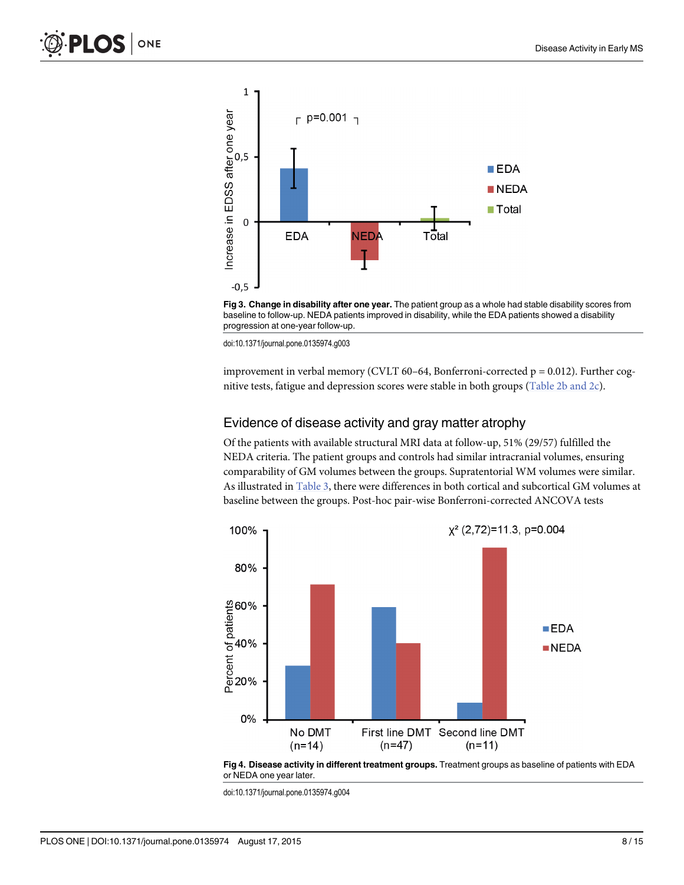**Fig 3. Change in disability after one year.** The patient group as a whole had stable disability scores from baseline to follow-up. NEDA patients improved in disability, while the EDA patients showed a disability progression at one-year follow-up.

doi:10.1371/journal.pone.0135974.g003

improvement in verbal memory (CVLT 60–64, Bonferroni-corrected p = 0.012). Further cognitive tests, fatigue and depression scores were stable in both groups (Table 2b and 2c).

## Evidence of disease activity and gray matter atrophy

Of the patients with available structural MRI data at follow-up, 51% (29/57) fulfilled the NEDA criteria. The patient groups and controls had similar intracranial volumes, ensuring comparability of GM volumes between the groups. Supratentorial WM volumes were similar. As illustrated in Table 3, there were differences in both cortical and subcortical GM volumes at baseline between the groups. Post-hoc pair-wise Bonferroni-corrected ANCOVA tests

**Fig 4. Disease activity in different treatment groups.** Treatment groups as baseline of patients with EDA or NEDA one year later.

doi:10.1371/journal.pone.0135974.g004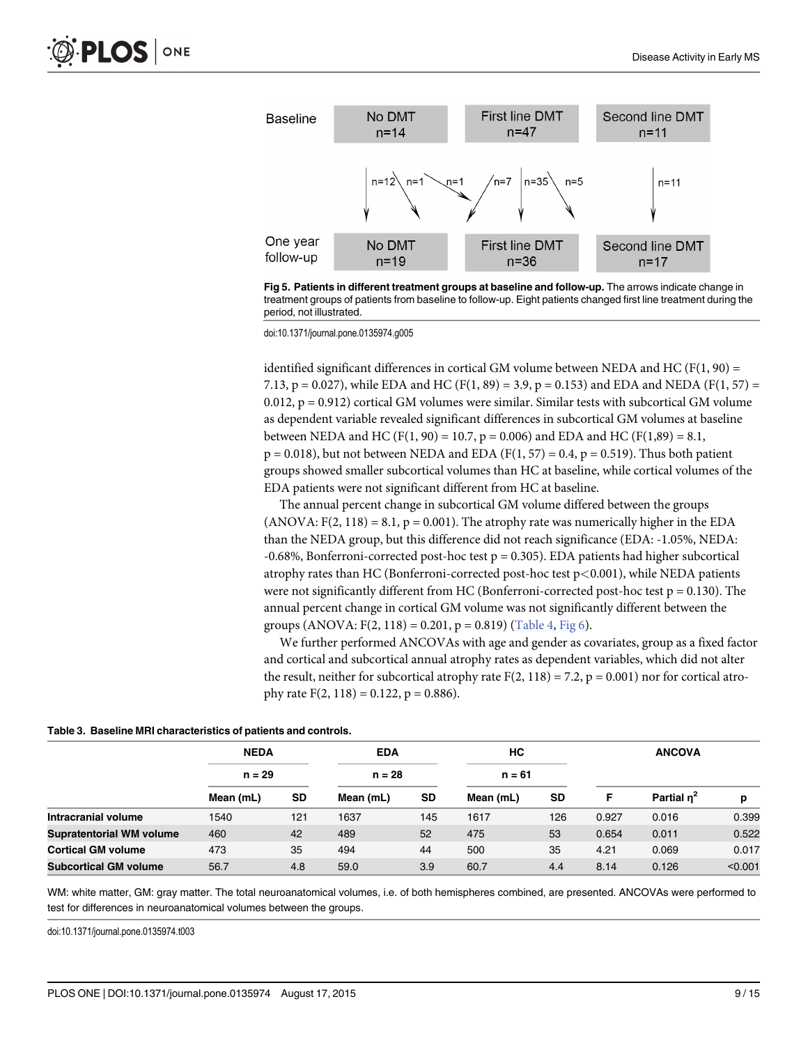Fig 5. Patients in different treatment groups at baseline and follow-up. The arrows indicate change in treatment groups of patients from baseline to follow-up. Eight patients changed first line treatment during the period, not illustrated.

doi:10.1371/journal.pone.0135974.g005

identified significant differences in cortical GM volume between NEDA and HC ($F(1, 90) = 7.13$, $p = 0.027$), while EDA and HC ($F(1, 89) = 3.9$, $p = 0.153$) and EDA and NEDA ($F(1, 57) = 0.012$, $p = 0.912$) cortical GM volumes were similar. Similar tests with subcortical GM volume as dependent variable revealed significant differences in subcortical GM volumes at baseline between NEDA and HC ($F(1, 90) = 10.7$, $p = 0.006$) and EDA and HC ($F(1,89) = 8.1$, $p = 0.018$), but not between NEDA and EDA ($F(1, 57) = 0.4$, $p = 0.519$). Thus both patient groups showed smaller subcortical volumes than HC at baseline, while cortical volumes of the EDA patients were not significant different from HC at baseline.

The annual percent change in subcortical GM volume differed between the groups (ANOVA: $F(2, 118) = 8.1$, $p = 0.001$). The atrophy rate was numerically higher in the EDA than the NEDA group, but this difference did not reach significance (EDA: -1.05%, NEDA: -0.68%, Bonferroni-corrected post-hoc test $p = 0.305$). EDA patients had higher subcortical atrophy rates than HC (Bonferroni-corrected post-hoc test $p<0.001$), while NEDA patients were not significantly different from HC (Bonferroni-corrected post-hoc test $p = 0.130$). The annual percent change in cortical GM volume was not significantly different between the groups (ANOVA: $F(2, 118) = 0.201$, $p = 0.819$) (Table 4, Fig 6).

We further performed ANCOVAs with age and gender as covariates, group as a fixed factor and cortical and subcortical annual atrophy rates as dependent variables, which did not alter the result, neither for subcortical atrophy rate $F(2, 118) = 7.2$, $p = 0.001$) nor for cortical atrophy rate $F(2, 118) = 0.122$, $p = 0.886$).

**Table 3. Baseline MRI characteristics of patients and controls.**

| | NEDA | | EDA | | HC | | ANCOVA | | |
|---|---|---|---|---|---|---|---|---|---|
| | n = 29 | | n = 28 | | n = 61 | | | | |
| | Mean (mL) | SD | Mean (mL) | SD | Mean (mL) | SD | F | Partial $\eta^2$ | p |
| **Intracranial volume** | 1540 | 121 | 1637 | 145 | 1617 | 126 | 0.927 | 0.016 | 0.399 |
| **Supratentorial WM volume** | 460 | 42 | 489 | 52 | 475 | 53 | 0.654 | 0.011 | 0.522 |
| **Cortical GM volume** | 473 | 35 | 494 | 44 | 500 | 35 | 4.21 | 0.069 | 0.017 |
| **Subcortical GM volume** | 56.7 | 4.8 | 59.0 | 3.9 | 60.7 | 4.4 | 8.14 | 0.126 | <0.001 |

WM: white matter, GM: gray matter. The total neuroanatomical volumes, i.e. of both hemispheres combined, are presented. ANCOVAs were performed to test for differences in neuroanatomical volumes between the groups.

doi:10.1371/journal.pone.0135974.t003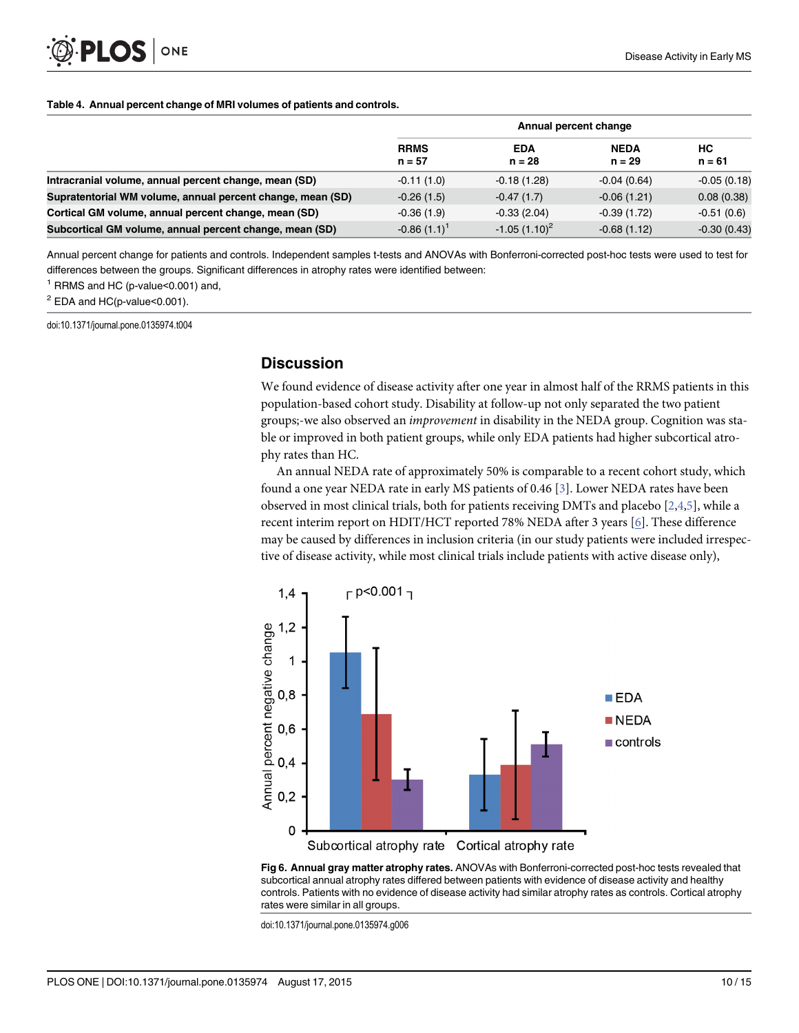**Table 4. Annual percent change of MRI volumes of patients and controls.**

| | Annual percent change | | | |
|---|---|---|---|---|
| | RRMS n = 57 | EDA n = 28 | NEDA n = 29 | HC n = 61 |
| **Intracranial volume, annual percent change, mean (SD)** | -0.11 (1.0) | -0.18 (1.28) | -0.04 (0.64) | -0.05 (0.18) |
| **Supratentorial WM volume, annual percent change, mean (SD)** | -0.26 (1.5) | -0.47 (1.7) | -0.06 (1.21) | 0.08 (0.38) |
| **Cortical GM volume, annual percent change, mean (SD)** | -0.36 (1.9) | -0.33 (2.04) | -0.39 (1.72) | -0.51 (0.6) |
| **Subcortical GM volume, annual percent change, mean (SD)** | -0.86 (1.1)[1] | -1.05 (1.10)[2] | -0.68 (1.12) | -0.30 (0.43) |

Annual percent change for patients and controls. Independent samples t-tests and ANOVAs with Bonferroni-corrected post-hoc tests were used to test for differences between the groups. Significant differences in atrophy rates were identified between:

[1] RRMS and HC (p-value<0.001) and,

[2] EDA and HC(p-value<0.001).

doi:10.1371/journal.pone.0135974.t004

## Discussion

We found evidence of disease activity after one year in almost half of the RRMS patients in this population-based cohort study. Disability at follow-up not only separated the two patient groups;-we also observed an *improvement* in disability in the NEDA group. Cognition was stable or improved in both patient groups, while only EDA patients had higher subcortical atrophy rates than HC.

An annual NEDA rate of approximately 50% is comparable to a recent cohort study, which found a one year NEDA rate in early MS patients of 0.46 [3]. Lower NEDA rates have been observed in most clinical trials, both for patients receiving DMTs and placebo [2,4,5], while a recent interim report on HDIT/HCT reported 78% NEDA after 3 years [6]. These difference may be caused by differences in inclusion criteria (in our study patients were included irrespective of disease activity, while most clinical trials include patients with active disease only),

**Fig 6. Annual gray matter atrophy rates.** ANOVAs with Bonferroni-corrected post-hoc tests revealed that subcortical annual atrophy rates differed between patients with evidence of disease activity and healthy controls. Patients with no evidence of disease activity had similar atrophy rates as controls. Cortical atrophy rates were similar in all groups.

doi:10.1371/journal.pone.0135974.g006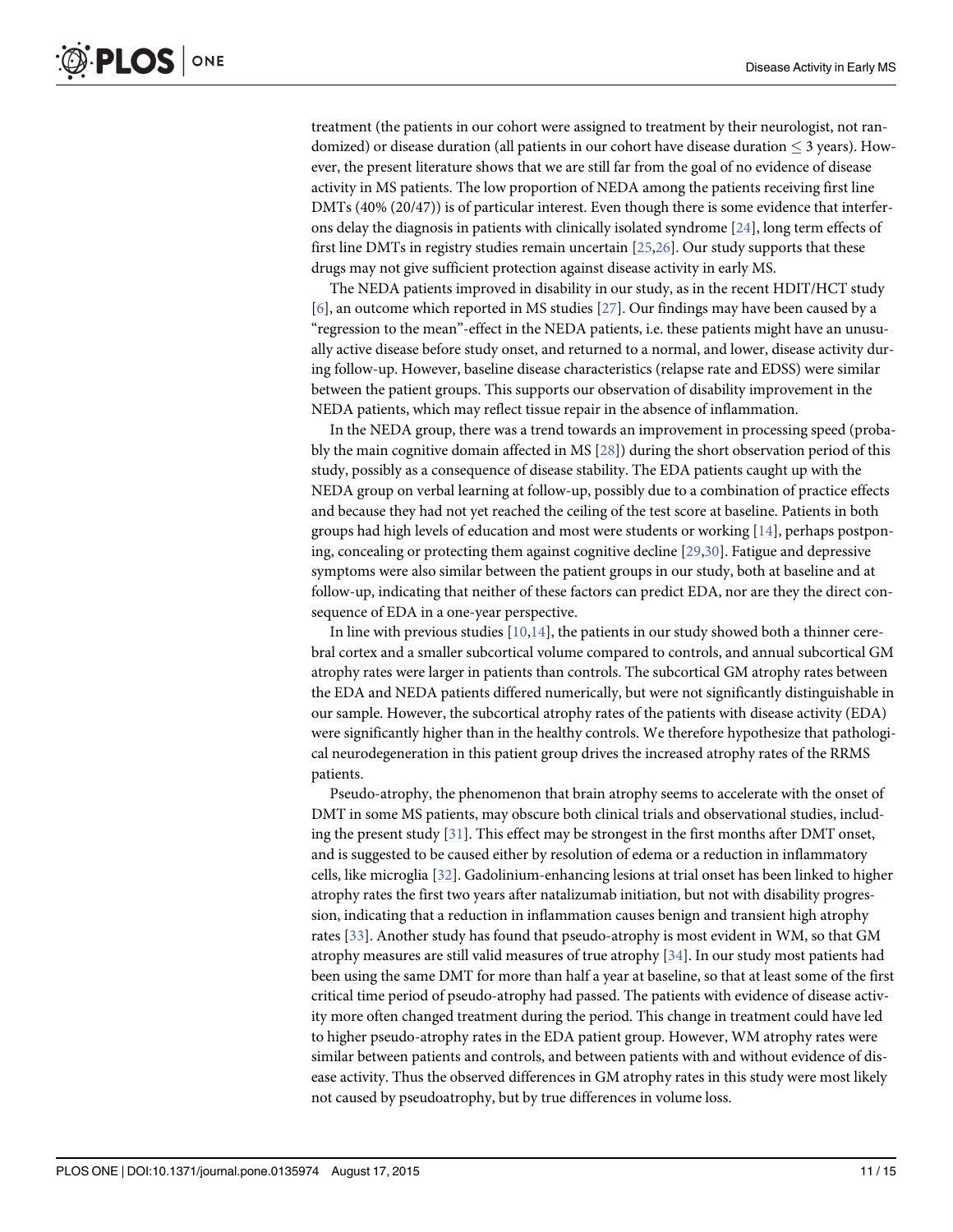treatment (the patients in our cohort were assigned to treatment by their neurologist, not randomized) or disease duration (all patients in our cohort have disease duration $\leq$ 3 years). However, the present literature shows that we are still far from the goal of no evidence of disease activity in MS patients. The low proportion of NEDA among the patients receiving first line DMTs (40% (20/47)) is of particular interest. Even though there is some evidence that interferons delay the diagnosis in patients with clinically isolated syndrome [24], long term effects of first line DMTs in registry studies remain uncertain [25,26]. Our study supports that these drugs may not give sufficient protection against disease activity in early MS.

The NEDA patients improved in disability in our study, as in the recent HDIT/HCT study [6], an outcome which reported in MS studies [27]. Our findings may have been caused by a "regression to the mean"-effect in the NEDA patients, i.e. these patients might have an unusually active disease before study onset, and returned to a normal, and lower, disease activity during follow-up. However, baseline disease characteristics (relapse rate and EDSS) were similar between the patient groups. This supports our observation of disability improvement in the NEDA patients, which may reflect tissue repair in the absence of inflammation.

In the NEDA group, there was a trend towards an improvement in processing speed (probably the main cognitive domain affected in MS [28]) during the short observation period of this study, possibly as a consequence of disease stability. The EDA patients caught up with the NEDA group on verbal learning at follow-up, possibly due to a combination of practice effects and because they had not yet reached the ceiling of the test score at baseline. Patients in both groups had high levels of education and most were students or working [14], perhaps postponing, concealing or protecting them against cognitive decline [29,30]. Fatigue and depressive symptoms were also similar between the patient groups in our study, both at baseline and at follow-up, indicating that neither of these factors can predict EDA, nor are they the direct consequence of EDA in a one-year perspective.

In line with previous studies [10,14], the patients in our study showed both a thinner cerebral cortex and a smaller subcortical volume compared to controls, and annual subcortical GM atrophy rates were larger in patients than controls. The subcortical GM atrophy rates between the EDA and NEDA patients differed numerically, but were not significantly distinguishable in our sample. However, the subcortical atrophy rates of the patients with disease activity (EDA) were significantly higher than in the healthy controls. We therefore hypothesize that pathological neurodegeneration in this patient group drives the increased atrophy rates of the RRMS patients.

Pseudo-atrophy, the phenomenon that brain atrophy seems to accelerate with the onset of DMT in some MS patients, may obscure both clinical trials and observational studies, including the present study [31]. This effect may be strongest in the first months after DMT onset, and is suggested to be caused either by resolution of edema or a reduction in inflammatory cells, like microglia [32]. Gadolinium-enhancing lesions at trial onset has been linked to higher atrophy rates the first two years after natalizumab initiation, but not with disability progression, indicating that a reduction in inflammation causes benign and transient high atrophy rates [33]. Another study has found that pseudo-atrophy is most evident in WM, so that GM atrophy measures are still valid measures of true atrophy [34]. In our study most patients had been using the same DMT for more than half a year at baseline, so that at least some of the first critical time period of pseudo-atrophy had passed. The patients with evidence of disease activity more often changed treatment during the period. This change in treatment could have led to higher pseudo-atrophy rates in the EDA patient group. However, WM atrophy rates were similar between patients and controls, and between patients with and without evidence of disease activity. Thus the observed differences in GM atrophy rates in this study were most likely not caused by pseudoatrophy, but by true differences in volume loss.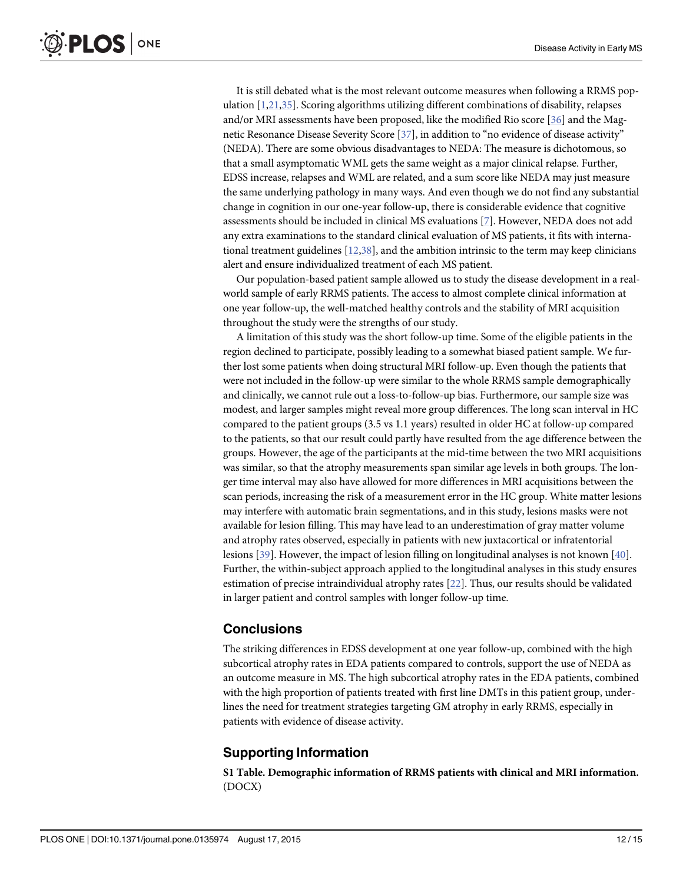It is still debated what is the most relevant outcome measures when following a RRMS population [1,21,35]. Scoring algorithms utilizing different combinations of disability, relapses and/or MRI assessments have been proposed, like the modified Rio score [36] and the Magnetic Resonance Disease Severity Score [37], in addition to "no evidence of disease activity" (NEDA). There are some obvious disadvantages to NEDA: The measure is dichotomous, so that a small asymptomatic WML gets the same weight as a major clinical relapse. Further, EDSS increase, relapses and WML are related, and a sum score like NEDA may just measure the same underlying pathology in many ways. And even though we do not find any substantial change in cognition in our one-year follow-up, there is considerable evidence that cognitive assessments should be included in clinical MS evaluations [7]. However, NEDA does not add any extra examinations to the standard clinical evaluation of MS patients, it fits with international treatment guidelines [12,38], and the ambition intrinsic to the term may keep clinicians alert and ensure individualized treatment of each MS patient.

Our population-based patient sample allowed us to study the disease development in a real-world sample of early RRMS patients. The access to almost complete clinical information at one year follow-up, the well-matched healthy controls and the stability of MRI acquisition throughout the study were the strengths of our study.

A limitation of this study was the short follow-up time. Some of the eligible patients in the region declined to participate, possibly leading to a somewhat biased patient sample. We further lost some patients when doing structural MRI follow-up. Even though the patients that were not included in the follow-up were similar to the whole RRMS sample demographically and clinically, we cannot rule out a loss-to-follow-up bias. Furthermore, our sample size was modest, and larger samples might reveal more group differences. The long scan interval in HC compared to the patient groups (3.5 vs 1.1 years) resulted in older HC at follow-up compared to the patients, so that our result could partly have resulted from the age difference between the groups. However, the age of the participants at the mid-time between the two MRI acquisitions was similar, so that the atrophy measurements span similar age levels in both groups. The longer time interval may also have allowed for more differences in MRI acquisitions between the scan periods, increasing the risk of a measurement error in the HC group. White matter lesions may interfere with automatic brain segmentations, and in this study, lesions masks were not available for lesion filling. This may have lead to an underestimation of gray matter volume and atrophy rates observed, especially in patients with new juxtacortical or infratentorial lesions [39]. However, the impact of lesion filling on longitudinal analyses is not known [40]. Further, the within-subject approach applied to the longitudinal analyses in this study ensures estimation of precise intraindividual atrophy rates [22]. Thus, our results should be validated in larger patient and control samples with longer follow-up time.

## Conclusions

The striking differences in EDSS development at one year follow-up, combined with the high subcortical atrophy rates in EDA patients compared to controls, support the use of NEDA as an outcome measure in MS. The high subcortical atrophy rates in the EDA patients, combined with the high proportion of patients treated with first line DMTs in this patient group, underlines the need for treatment strategies targeting GM atrophy in early RRMS, especially in patients with evidence of disease activity.

## Supporting Information

**S1 Table. Demographic information of RRMS patients with clinical and MRI information.** (DOCX)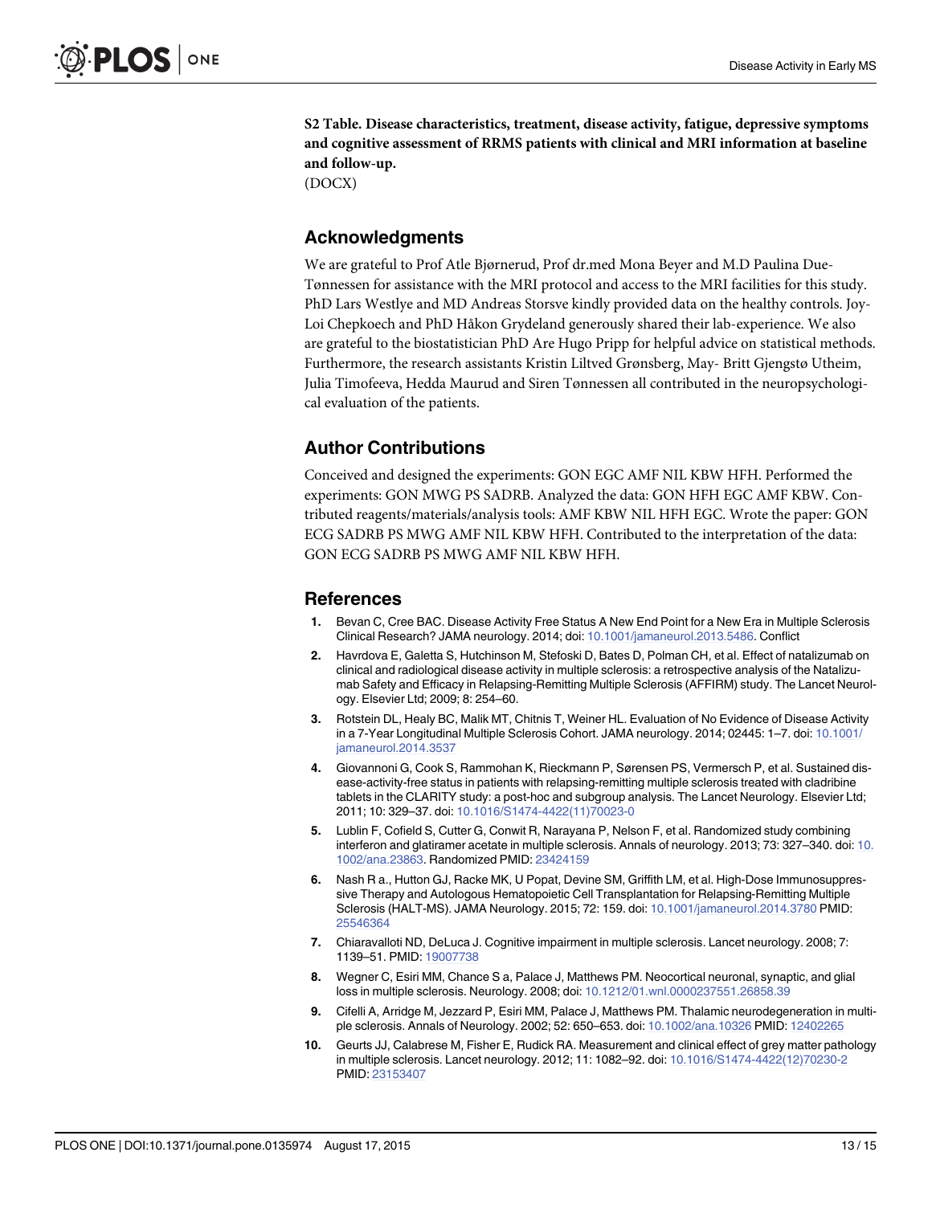**S2 Table. Disease characteristics, treatment, disease activity, fatigue, depressive symptoms and cognitive assessment of RRMS patients with clinical and MRI information at baseline and follow-up.**
(DOCX)

## Acknowledgments

We are grateful to Prof Atle Bjørnerud, Prof dr.med Mona Beyer and M.D Paulina Due-Tønnessen for assistance with the MRI protocol and access to the MRI facilities for this study. PhD Lars Westlye and MD Andreas Storsve kindly provided data on the healthy controls. Joy-Loi Chepkoech and PhD Håkon Grydeland generously shared their lab-experience. We also are grateful to the biostatistician PhD Are Hugo Pripp for helpful advice on statistical methods. Furthermore, the research assistants Kristin Liltved Grønsberg, May- Britt Gjengstø Utheim, Julia Timofeeva, Hedda Maurud and Siren Tønnessen all contributed in the neuropsychological evaluation of the patients.

## Author Contributions

Conceived and designed the experiments: GON EGC AMF NIL KBW HFH. Performed the experiments: GON MWG PS SADRB. Analyzed the data: GON HFH EGC AMF KBW. Contributed reagents/materials/analysis tools: AMF KBW NIL HFH EGC. Wrote the paper: GON ECG SADRB PS MWG AMF NIL KBW HFH. Contributed to the interpretation of the data: GON ECG SADRB PS MWG AMF NIL KBW HFH.

## References

1. Bevan C, Cree BAC. Disease Activity Free Status A New End Point for a New Era in Multiple Sclerosis Clinical Research? JAMA neurology. 2014; doi: 10.1001/jamaneurol.2013.5486. Conflict
2. Havrdova E, Galetta S, Hutchinson M, Stefoski D, Bates D, Polman CH, et al. Effect of natalizumab on clinical and radiological disease activity in multiple sclerosis: a retrospective analysis of the Natalizumab Safety and Efficacy in Relapsing-Remitting Multiple Sclerosis (AFFIRM) study. The Lancet Neurology. Elsevier Ltd; 2009; 8: 254–60.
3. Rotstein DL, Healy BC, Malik MT, Chitnis T, Weiner HL. Evaluation of No Evidence of Disease Activity in a 7-Year Longitudinal Multiple Sclerosis Cohort. JAMA neurology. 2014; 02445: 1–7. doi: 10.1001/jamaneurol.2014.3537
4. Giovannoni G, Cook S, Rammohan K, Rieckmann P, Sørensen PS, Vermersch P, et al. Sustained disease-activity-free status in patients with relapsing-remitting multiple sclerosis treated with cladribine tablets in the CLARITY study: a post-hoc and subgroup analysis. The Lancet Neurology. Elsevier Ltd; 2011; 10: 329–37. doi: 10.1016/S1474-4422(11)70023-0
5. Lublin F, Cofield S, Cutter G, Conwit R, Narayana P, Nelson F, et al. Randomized study combining interferon and glatiramer acetate in multiple sclerosis. Annals of neurology. 2013; 73: 327–340. doi: 10.1002/ana.23863. Randomized PMID: 23424159
6. Nash R a., Hutton GJ, Racke MK, U Popat, Devine SM, Griffith LM, et al. High-Dose Immunosuppressive Therapy and Autologous Hematopoietic Cell Transplantation for Relapsing-Remitting Multiple Sclerosis (HALT-MS). JAMA Neurology. 2015; 72: 159. doi: 10.1001/jamaneurol.2014.3780 PMID: 25546364
7. Chiaravalloti ND, DeLuca J. Cognitive impairment in multiple sclerosis. Lancet neurology. 2008; 7: 1139–51. PMID: 19007738
8. Wegner C, Esiri MM, Chance S a, Palace J, Matthews PM. Neocortical neuronal, synaptic, and glial loss in multiple sclerosis. Neurology. 2008; doi: 10.1212/01.wnl.0000237551.26858.39
9. Cifelli A, Arridge M, Jezzard P, Esiri MM, Palace J, Matthews PM. Thalamic neurodegeneration in multiple sclerosis. Annals of Neurology. 2002; 52: 650–653. doi: 10.1002/ana.10326 PMID: 12402265
10. Geurts JJ, Calabrese M, Fisher E, Rudick RA. Measurement and clinical effect of grey matter pathology in multiple sclerosis. Lancet neurology. 2012; 11: 1082–92. doi: 10.1016/S1474-4422(12)70230-2 PMID: 23153407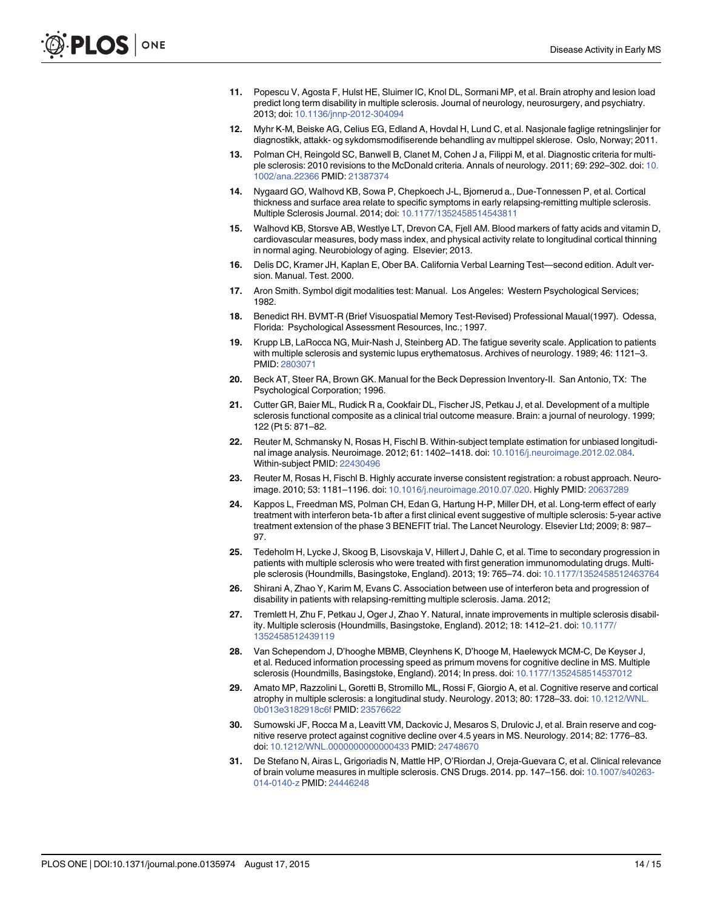11. Popescu V, Agosta F, Hulst HE, Sluimer IC, Knol DL, Sormani MP, et al. Brain atrophy and lesion load predict long term disability in multiple sclerosis. Journal of neurology, neurosurgery, and psychiatry. 2013; doi: 10.1136/jnnp-2012-304094

12. Myhr K-M, Beiske AG, Celius EG, Edland A, Hovdal H, Lund C, et al. Nasjonale faglige retningslinjer for diagnostikk, attakk- og sykdomsmodifiserende behandling av multippel sklerose. Oslo, Norway; 2011.

13. Polman CH, Reingold SC, Banwell B, Clanet M, Cohen J a, Filippi M, et al. Diagnostic criteria for multiple sclerosis: 2010 revisions to the McDonald criteria. Annals of neurology. 2011; 69: 292–302. doi: 10.1002/ana.22366 PMID: 21387374

14. Nygaard GO, Walhovd KB, Sowa P, Chepkoech J-L, Bjornerud a., Due-Tonnessen P, et al. Cortical thickness and surface area relate to specific symptoms in early relapsing-remitting multiple sclerosis. Multiple Sclerosis Journal. 2014; doi: 10.1177/1352458514543811

15. Walhovd KB, Storsve AB, Westlye LT, Drevon CA, Fjell AM. Blood markers of fatty acids and vitamin D, cardiovascular measures, body mass index, and physical activity relate to longitudinal cortical thinning in normal aging. Neurobiology of aging. Elsevier; 2013.

16. Delis DC, Kramer JH, Kaplan E, Ober BA. California Verbal Learning Test—second edition. Adult version. Manual. Test. 2000.

17. Aron Smith. Symbol digit modalities test: Manual. Los Angeles: Western Psychological Services; 1982.

18. Benedict RH. BVMT-R (Brief Visuospatial Memory Test-Revised) Professional Maual(1997). Odessa, Florida: Psychological Assessment Resources, Inc.; 1997.

19. Krupp LB, LaRocca NG, Muir-Nash J, Steinberg AD. The fatigue severity scale. Application to patients with multiple sclerosis and systemic lupus erythematosus. Archives of neurology. 1989; 46: 1121–3. PMID: 2803071

20. Beck AT, Steer RA, Brown GK. Manual for the Beck Depression Inventory-II. San Antonio, TX: The Psychological Corporation; 1996.

21. Cutter GR, Baier ML, Rudick R a, Cookfair DL, Fischer JS, Petkau J, et al. Development of a multiple sclerosis functional composite as a clinical trial outcome measure. Brain: a journal of neurology. 1999; 122 (Pt 5: 871–82.

22. Reuter M, Schmansky N, Rosas H, Fischl B. Within-subject template estimation for unbiased longitudinal image analysis. Neuroimage. 2012; 61: 1402–1418. doi: 10.1016/j.neuroimage.2012.02.084. Within-subject PMID: 22430496

23. Reuter M, Rosas H, Fischl B. Highly accurate inverse consistent registration: a robust approach. Neuroimage. 2010; 53: 1181–1196. doi: 10.1016/j.neuroimage.2010.07.020. Highly PMID: 20637289

24. Kappos L, Freedman MS, Polman CH, Edan G, Hartung H-P, Miller DH, et al. Long-term effect of early treatment with interferon beta-1b after a first clinical event suggestive of multiple sclerosis: 5-year active treatment extension of the phase 3 BENEFIT trial. The Lancet Neurology. Elsevier Ltd; 2009; 8: 987–97.

25. Tedeholm H, Lycke J, Skoog B, Lisovskaja V, Hillert J, Dahle C, et al. Time to secondary progression in patients with multiple sclerosis who were treated with first generation immunomodulating drugs. Multiple sclerosis (Houndmills, Basingstoke, England). 2013; 19: 765–74. doi: 10.1177/1352458512463764

26. Shirani A, Zhao Y, Karim M, Evans C. Association between use of interferon beta and progression of disability in patients with relapsing-remitting multiple sclerosis. Jama. 2012;

27. Tremlett H, Zhu F, Petkau J, Oger J, Zhao Y. Natural, innate improvements in multiple sclerosis disability. Multiple sclerosis (Houndmills, Basingstoke, England). 2012; 18: 1412–21. doi: 10.1177/1352458512439119

28. Van Schependom J, D'hooghe MBMB, Cleynhens K, D'hooge M, Haelewyck MCM-C, De Keyser J, et al. Reduced information processing speed as primum movens for cognitive decline in MS. Multiple sclerosis (Houndmills, Basingstoke, England). 2014; In press. doi: 10.1177/1352458514537012

29. Amato MP, Razzolini L, Goretti B, Stromillo ML, Rossi F, Giorgio A, et al. Cognitive reserve and cortical atrophy in multiple sclerosis: a longitudinal study. Neurology. 2013; 80: 1728–33. doi: 10.1212/WNL.0b013e3182918c6f PMID: 23576622

30. Sumowski JF, Rocca M a, Leavitt VM, Dackovic J, Mesaros S, Drulovic J, et al. Brain reserve and cognitive reserve protect against cognitive decline over 4.5 years in MS. Neurology. 2014; 82: 1776–83. doi: 10.1212/WNL.0000000000000433 PMID: 24748670

31. De Stefano N, Airas L, Grigoriadis N, Mattle HP, O'Riordan J, Oreja-Guevara C, et al. Clinical relevance of brain volume measures in multiple sclerosis. CNS Drugs. 2014. pp. 147–156. doi: 10.1007/s40263-014-0140-z PMID: 24446248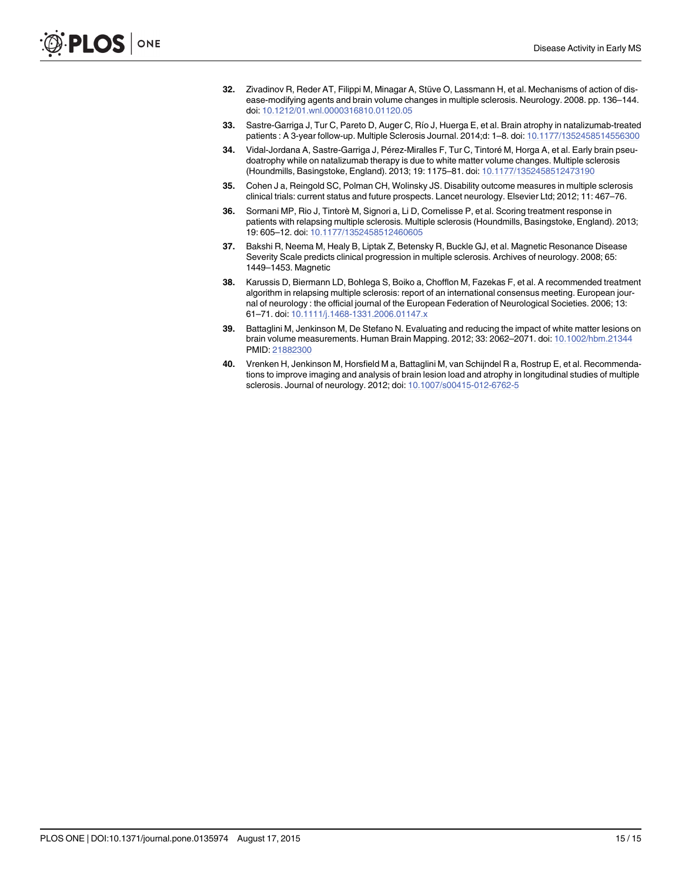32. Zivadinov R, Reder AT, Filippi M, Minagar A, Stüve O, Lassmann H, et al. Mechanisms of action of disease-modifying agents and brain volume changes in multiple sclerosis. Neurology. 2008. pp. 136–144. doi: 10.1212/01.wnl.0000316810.01120.05

33. Sastre-Garriga J, Tur C, Pareto D, Auger C, Río J, Huerga E, et al. Brain atrophy in natalizumab-treated patients : A 3-year follow-up. Multiple Sclerosis Journal. 2014;d: 1–8. doi: 10.1177/1352458514556300

34. Vidal-Jordana A, Sastre-Garriga J, Pérez-Miralles F, Tur C, Tintoré M, Horga A, et al. Early brain pseudoatrophy while on natalizumab therapy is due to white matter volume changes. Multiple sclerosis (Houndmills, Basingstoke, England). 2013; 19: 1175–81. doi: 10.1177/1352458512473190

35. Cohen J a, Reingold SC, Polman CH, Wolinsky JS. Disability outcome measures in multiple sclerosis clinical trials: current status and future prospects. Lancet neurology. Elsevier Ltd; 2012; 11: 467–76.

36. Sormani MP, Rio J, Tintorè M, Signori a, Li D, Cornelisse P, et al. Scoring treatment response in patients with relapsing multiple sclerosis. Multiple sclerosis (Houndmills, Basingstoke, England). 2013; 19: 605–12. doi: 10.1177/1352458512460605

37. Bakshi R, Neema M, Healy B, Liptak Z, Betensky R, Buckle GJ, et al. Magnetic Resonance Disease Severity Scale predicts clinical progression in multiple sclerosis. Archives of neurology. 2008; 65: 1449–1453. Magnetic

38. Karussis D, Biermann LD, Bohlega S, Boiko a, Chofflon M, Fazekas F, et al. A recommended treatment algorithm in relapsing multiple sclerosis: report of an international consensus meeting. European journal of neurology : the official journal of the European Federation of Neurological Societies. 2006; 13: 61–71. doi: 10.1111/j.1468-1331.2006.01147.x

39. Battaglini M, Jenkinson M, De Stefano N. Evaluating and reducing the impact of white matter lesions on brain volume measurements. Human Brain Mapping. 2012; 33: 2062–2071. doi: 10.1002/hbm.21344 PMID: 21882300

40. Vrenken H, Jenkinson M, Horsfield M a, Battaglini M, van Schijndel R a, Rostrup E, et al. Recommendations to improve imaging and analysis of brain lesion load and atrophy in longitudinal studies of multiple sclerosis. Journal of neurology. 2012; doi: 10.1007/s00415-012-6762-5